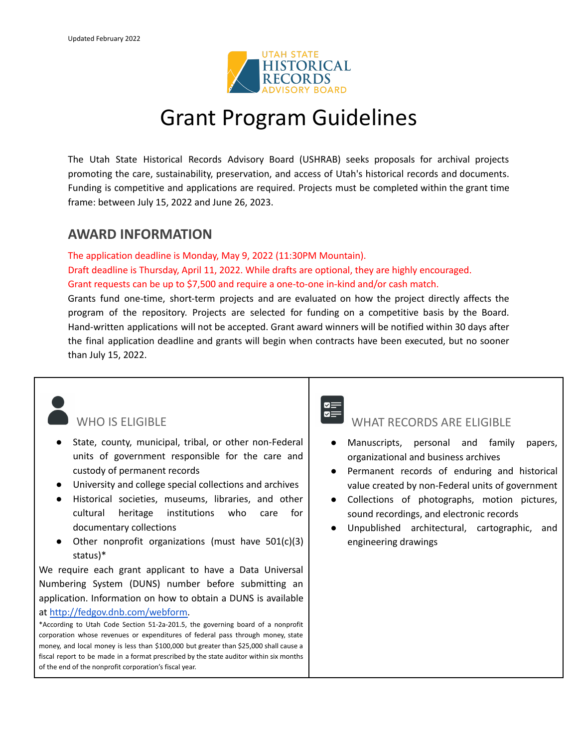Updated February 2022

UTAH STATE HISTORICAL RECORDS ADVISORY BOARD

# Grant Program Guidelines

The Utah State Historical Records Advisory Board (USHRAB) seeks proposals for archival projects promoting the care, sustainability, preservation, and access of Utah's historical records and documents. Funding is competitive and applications are required. Projects must be completed within the grant time frame: between July 15, 2022 and June 26, 2023.

## AWARD INFORMATION

The application deadline is Monday, May 9, 2022 (11:30PM Mountain).
Draft deadline is Thursday, April 11, 2022. While drafts are optional, they are highly encouraged.
Grant requests can be up to $7,500 and require a one-to-one in-kind and/or cash match.
Grants fund one-time, short-term projects and are evaluated on how the project directly affects the program of the repository. Projects are selected for funding on a competitive basis by the Board. Hand-written applications will not be accepted. Grant award winners will be notified within 30 days after the final application deadline and grants will begin when contracts have been executed, but no sooner than July 15, 2022.

### WHO IS ELIGIBLE

- State, county, municipal, tribal, or other non-Federal units of government responsible for the care and custody of permanent records
- University and college special collections and archives
- Historical societies, museums, libraries, and other cultural heritage institutions who care for documentary collections
- Other nonprofit organizations (must have 501(c)(3) status)*

We require each grant applicant to have a Data Universal Numbering System (DUNS) number before submitting an application. Information on how to obtain a DUNS is available at http://fedgov.dnb.com/webform.

*According to Utah Code Section 51-2a-201.5, the governing board of a nonprofit corporation whose revenues or expenditures of federal pass through money, state money, and local money is less than $100,000 but greater than $25,000 shall cause a fiscal report to be made in a format prescribed by the state auditor within six months of the end of the nonprofit corporation's fiscal year.

### WHAT RECORDS ARE ELIGIBLE

- Manuscripts, personal and family papers, organizational and business archives
- Permanent records of enduring and historical value created by non-Federal units of government
- Collections of photographs, motion pictures, sound recordings, and electronic records
- Unpublished architectural, cartographic, and engineering drawings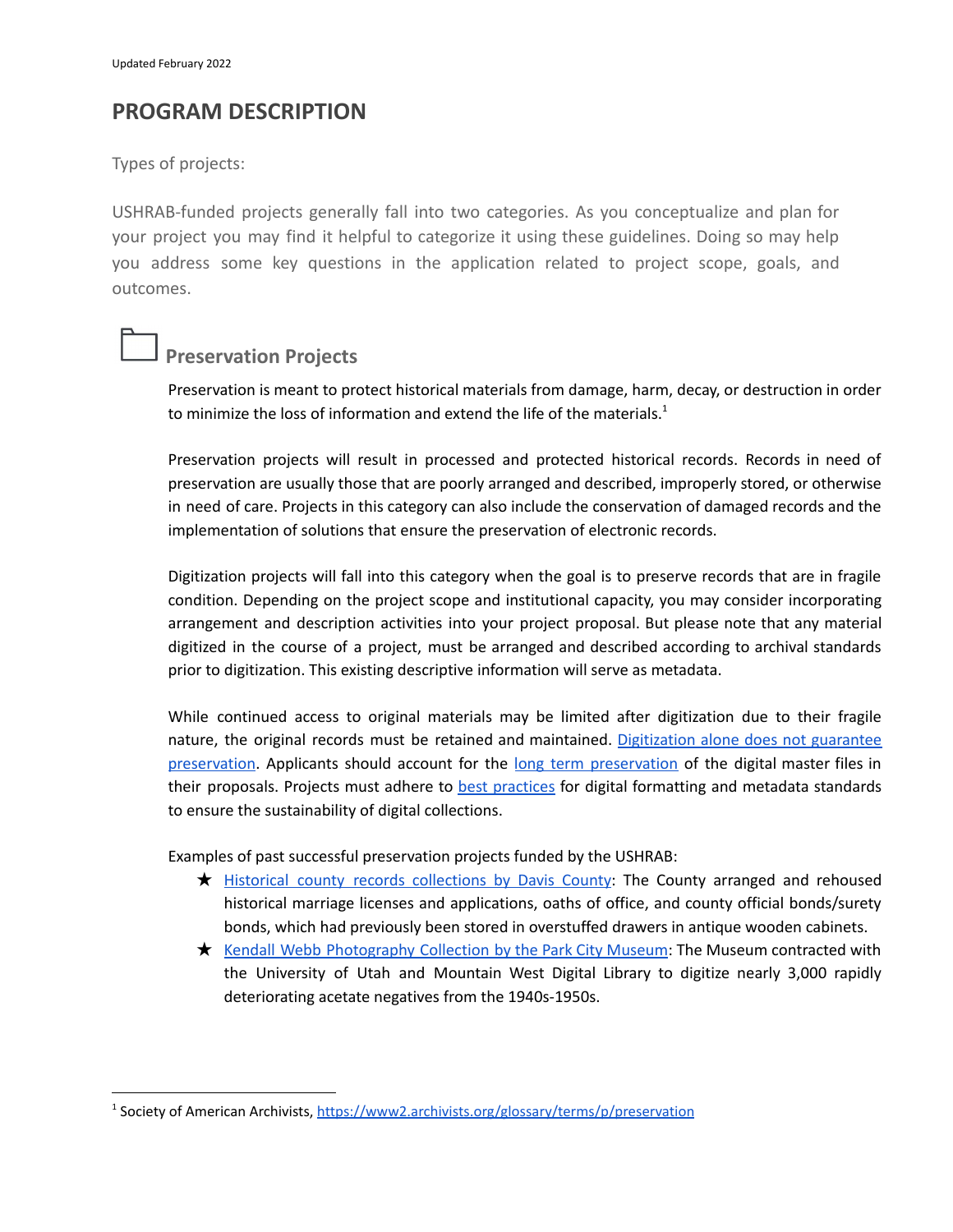Updated February 2022

## PROGRAM DESCRIPTION

Types of projects:

USHRAB-funded projects generally fall into two categories. As you conceptualize and plan for your project you may find it helpful to categorize it using these guidelines. Doing so may help you address some key questions in the application related to project scope, goals, and outcomes.

### Preservation Projects

Preservation is meant to protect historical materials from damage, harm, decay, or destruction in order to minimize the loss of information and extend the life of the materials.[1]

Preservation projects will result in processed and protected historical records. Records in need of preservation are usually those that are poorly arranged and described, improperly stored, or otherwise in need of care. Projects in this category can also include the conservation of damaged records and the implementation of solutions that ensure the preservation of electronic records.

Digitization projects will fall into this category when the goal is to preserve records that are in fragile condition. Depending on the project scope and institutional capacity, you may consider incorporating arrangement and description activities into your project proposal. But please note that any material digitized in the course of a project, must be arranged and described according to archival standards prior to digitization. This existing descriptive information will serve as metadata.

While continued access to original materials may be limited after digitization due to their fragile nature, the original records must be retained and maintained. Digitization alone does not guarantee preservation. Applicants should account for the long term preservation of the digital master files in their proposals. Projects must adhere to best practices for digital formatting and metadata standards to ensure the sustainability of digital collections.

Examples of past successful preservation projects funded by the USHRAB:

- ★ Historical county records collections by Davis County: The County arranged and rehoused historical marriage licenses and applications, oaths of office, and county official bonds/surety bonds, which had previously been stored in overstuffed drawers in antique wooden cabinets.
- ★ Kendall Webb Photography Collection by the Park City Museum: The Museum contracted with the University of Utah and Mountain West Digital Library to digitize nearly 3,000 rapidly deteriorating acetate negatives from the 1940s-1950s.

---

[1] Society of American Archivists, https://www2.archivists.org/glossary/terms/p/preservation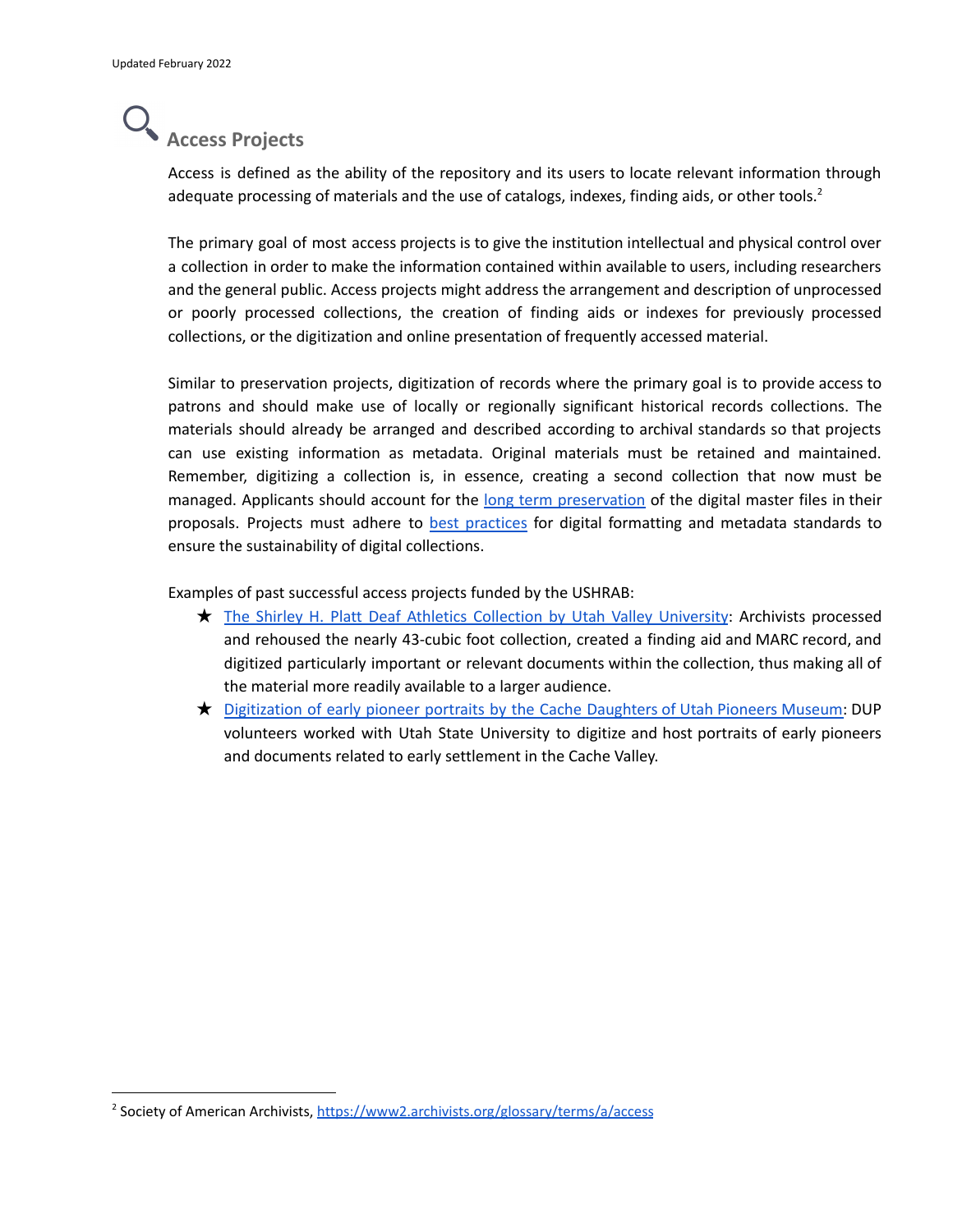## Access Projects

Access is defined as the ability of the repository and its users to locate relevant information through adequate processing of materials and the use of catalogs, indexes, finding aids, or other tools.[2]

The primary goal of most access projects is to give the institution intellectual and physical control over a collection in order to make the information contained within available to users, including researchers and the general public. Access projects might address the arrangement and description of unprocessed or poorly processed collections, the creation of finding aids or indexes for previously processed collections, or the digitization and online presentation of frequently accessed material.

Similar to preservation projects, digitization of records where the primary goal is to provide access to patrons and should make use of locally or regionally significant historical records collections. The materials should already be arranged and described according to archival standards so that projects can use existing information as metadata. Original materials must be retained and maintained. Remember, digitizing a collection is, in essence, creating a second collection that now must be managed. Applicants should account for the long term preservation of the digital master files in their proposals. Projects must adhere to best practices for digital formatting and metadata standards to ensure the sustainability of digital collections.

Examples of past successful access projects funded by the USHRAB:

★ The Shirley H. Platt Deaf Athletics Collection by Utah Valley University: Archivists processed and rehoused the nearly 43-cubic foot collection, created a finding aid and MARC record, and digitized particularly important or relevant documents within the collection, thus making all of the material more readily available to a larger audience.

★ Digitization of early pioneer portraits by the Cache Daughters of Utah Pioneers Museum: DUP volunteers worked with Utah State University to digitize and host portraits of early pioneers and documents related to early settlement in the Cache Valley.

[2] Society of American Archivists, https://www2.archivists.org/glossary/terms/a/access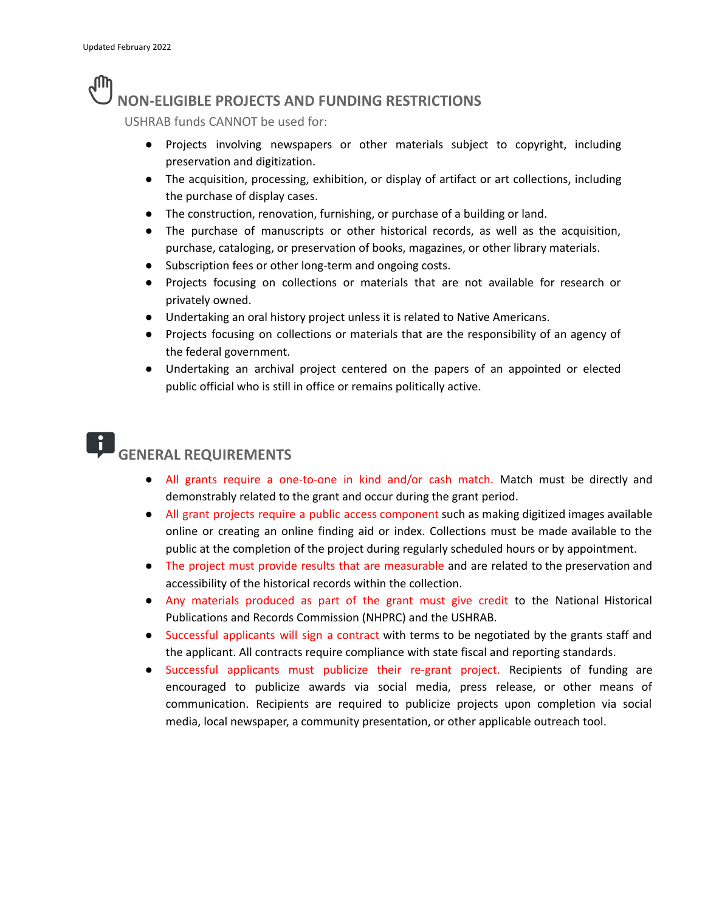## NON-ELIGIBLE PROJECTS AND FUNDING RESTRICTIONS

USHRAB funds CANNOT be used for:

- Projects involving newspapers or other materials subject to copyright, including preservation and digitization.
- The acquisition, processing, exhibition, or display of artifact or art collections, including the purchase of display cases.
- The construction, renovation, furnishing, or purchase of a building or land.
- The purchase of manuscripts or other historical records, as well as the acquisition, purchase, cataloging, or preservation of books, magazines, or other library materials.
- Subscription fees or other long-term and ongoing costs.
- Projects focusing on collections or materials that are not available for research or privately owned.
- Undertaking an oral history project unless it is related to Native Americans.
- Projects focusing on collections or materials that are the responsibility of an agency of the federal government.
- Undertaking an archival project centered on the papers of an appointed or elected public official who is still in office or remains politically active.

## GENERAL REQUIREMENTS

- All grants require a one-to-one in kind and/or cash match. Match must be directly and demonstrably related to the grant and occur during the grant period.
- All grant projects require a public access component such as making digitized images available online or creating an online finding aid or index. Collections must be made available to the public at the completion of the project during regularly scheduled hours or by appointment.
- The project must provide results that are measurable and are related to the preservation and accessibility of the historical records within the collection.
- Any materials produced as part of the grant must give credit to the National Historical Publications and Records Commission (NHPRC) and the USHRAB.
- Successful applicants will sign a contract with terms to be negotiated by the grants staff and the applicant. All contracts require compliance with state fiscal and reporting standards.
- Successful applicants must publicize their re-grant project. Recipients of funding are encouraged to publicize awards via social media, press release, or other means of communication. Recipients are required to publicize projects upon completion via social media, local newspaper, a community presentation, or other applicable outreach tool.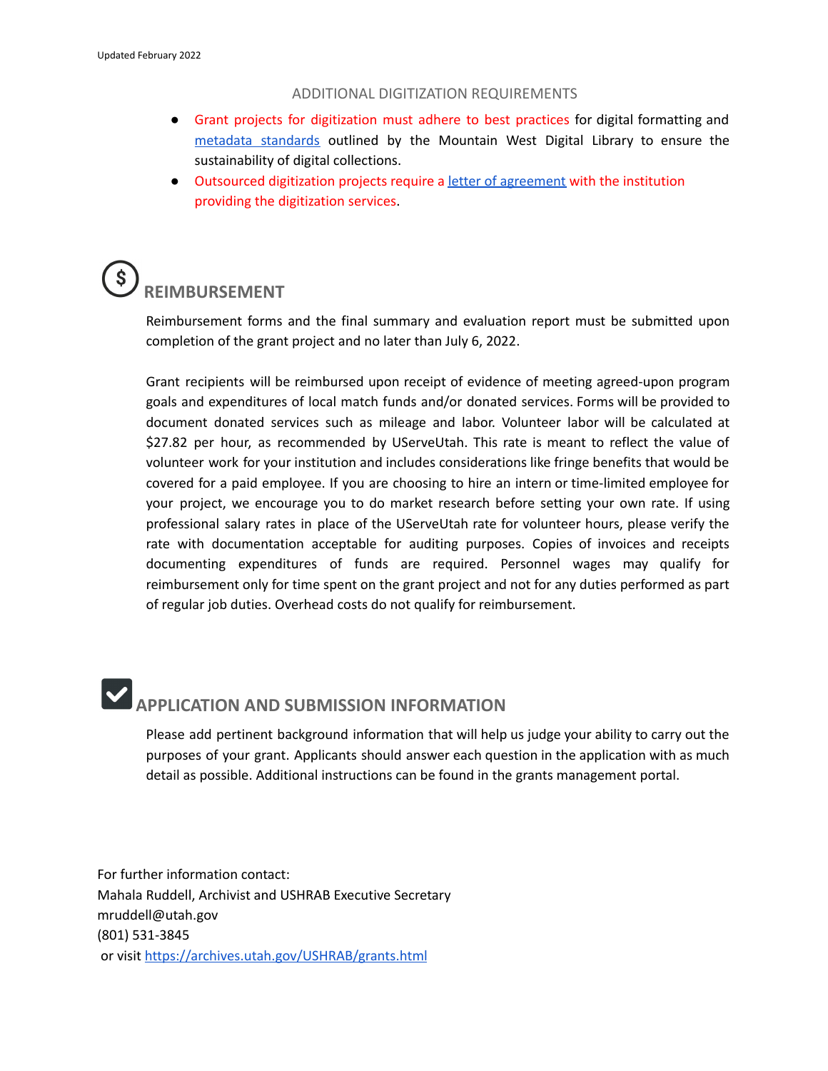## ADDITIONAL DIGITIZATION REQUIREMENTS

- Grant projects for digitization must adhere to best practices for digital formatting and metadata standards outlined by the Mountain West Digital Library to ensure the sustainability of digital collections.
- Outsourced digitization projects require a letter of agreement with the institution providing the digitization services.

## REIMBURSEMENT

Reimbursement forms and the final summary and evaluation report must be submitted upon completion of the grant project and no later than July 6, 2022.

Grant recipients will be reimbursed upon receipt of evidence of meeting agreed-upon program goals and expenditures of local match funds and/or donated services. Forms will be provided to document donated services such as mileage and labor. Volunteer labor will be calculated at $27.82 per hour, as recommended by UServeUtah. This rate is meant to reflect the value of volunteer work for your institution and includes considerations like fringe benefits that would be covered for a paid employee. If you are choosing to hire an intern or time-limited employee for your project, we encourage you to do market research before setting your own rate. If using professional salary rates in place of the UServeUtah rate for volunteer hours, please verify the rate with documentation acceptable for auditing purposes. Copies of invoices and receipts documenting expenditures of funds are required. Personnel wages may qualify for reimbursement only for time spent on the grant project and not for any duties performed as part of regular job duties. Overhead costs do not qualify for reimbursement.

## APPLICATION AND SUBMISSION INFORMATION

Please add pertinent background information that will help us judge your ability to carry out the purposes of your grant. Applicants should answer each question in the application with as much detail as possible. Additional instructions can be found in the grants management portal.

For further information contact:
Mahala Ruddell, Archivist and USHRAB Executive Secretary
mruddell@utah.gov
(801) 531-3845
or visit https://archives.utah.gov/USHRAB/grants.html